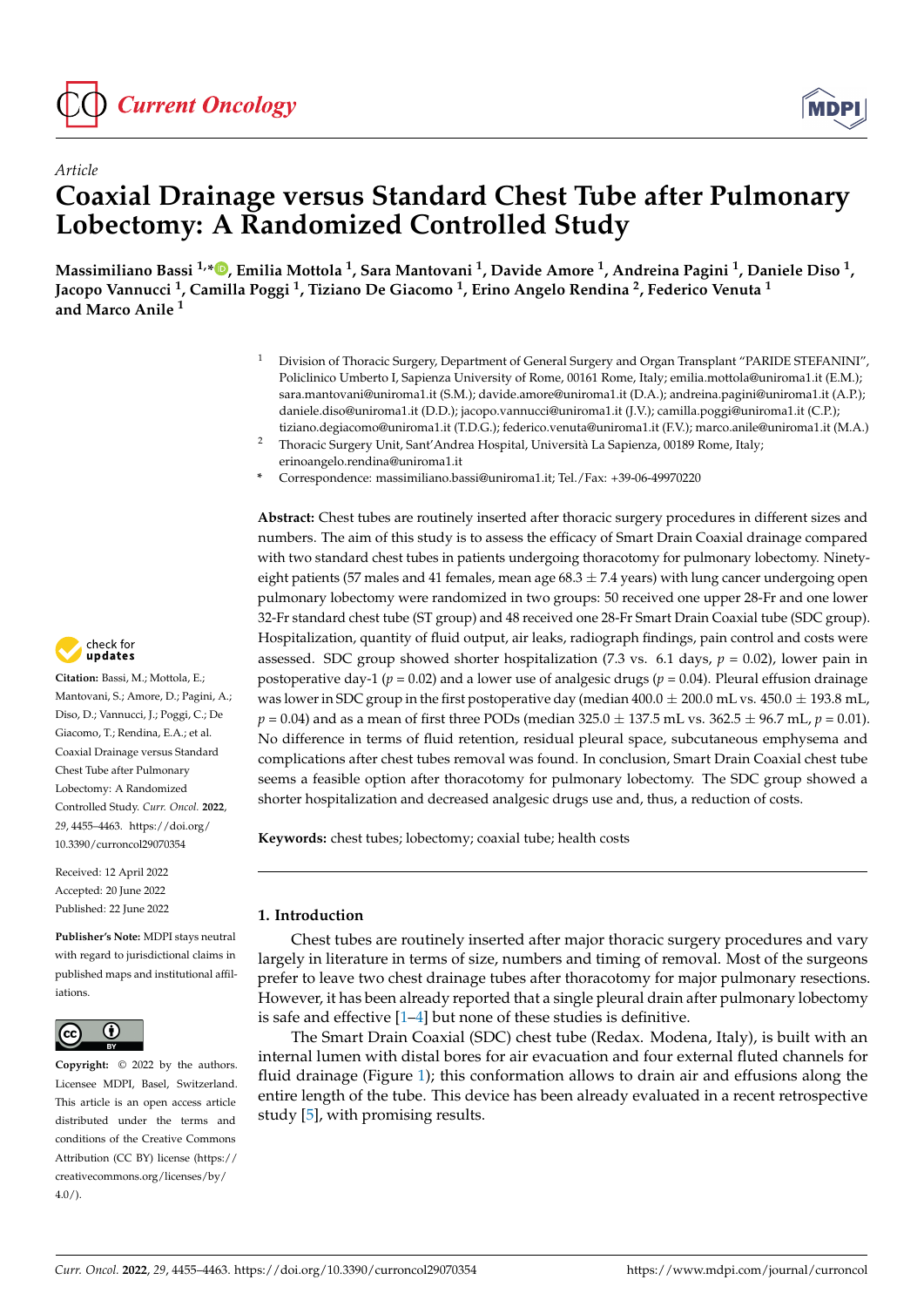Article

# Coaxial Drainage versus Standard Chest Tube after Pulmonary Lobectomy: A Randomized Controlled Study

**Massimiliano Bassi [1,*], Emilia Mottola [1], Sara Mantovani [1], Davide Amore [1], Andreina Pagini [1], Daniele Diso [1], Jacopo Vannucci [1], Camilla Poggi [1], Tiziano De Giacomo [1], Erino Angelo Rendina [2], Federico Venuta [1] and Marco Anile [1]**

[1] Division of Thoracic Surgery, Department of General Surgery and Organ Transplant "PARIDE STEFANINI", Policlinico Umberto I, Sapienza University of Rome, 00161 Rome, Italy; emilia.mottola@uniroma1.it (E.M.); sara.mantovani@uniroma1.it (S.M.); davide.amore@uniroma1.it (D.A.); andreina.pagini@uniroma1.it (A.P.); daniele.diso@uniroma1.it (D.D.); jacopo.vannucci@uniroma1.it (J.V.); camilla.poggi@uniroma1.it (C.P.); tiziano.degiacomo@uniroma1.it (T.D.G.); federico.venuta@uniroma1.it (F.V.); marco.anile@uniroma1.it (M.A.)

[2] Thoracic Surgery Unit, Sant'Andrea Hospital, Università La Sapienza, 00189 Rome, Italy; erinoangelo.rendina@uniroma1.it

* Correspondence: massimiliano.bassi@uniroma1.it; Tel./Fax: +39-06-49970220

**Citation:** Bassi, M.; Mottola, E.; Mantovani, S.; Amore, D.; Pagini, A.; Diso, D.; Vannucci, J.; Poggi, C.; De Giacomo, T.; Rendina, E.A.; et al. Coaxial Drainage versus Standard Chest Tube after Pulmonary Lobectomy: A Randomized Controlled Study. *Curr. Oncol.* **2022**, *29*, 4455–4463. https://doi.org/10.3390/curroncol29070354

Received: 12 April 2022
Accepted: 20 June 2022
Published: 22 June 2022

**Publisher's Note:** MDPI stays neutral with regard to jurisdictional claims in published maps and institutional affiliations.

**Copyright:** © 2022 by the authors. Licensee MDPI, Basel, Switzerland. This article is an open access article distributed under the terms and conditions of the Creative Commons Attribution (CC BY) license (https://creativecommons.org/licenses/by/4.0/).

**Abstract:** Chest tubes are routinely inserted after thoracic surgery procedures in different sizes and numbers. The aim of this study is to assess the efficacy of Smart Drain Coaxial drainage compared with two standard chest tubes in patients undergoing thoracotomy for pulmonary lobectomy. Ninety-eight patients (57 males and 41 females, mean age $68.3 \pm 7.4$ years) with lung cancer undergoing open pulmonary lobectomy were randomized in two groups: 50 received one upper 28-Fr and one lower 32-Fr standard chest tube (ST group) and 48 received one 28-Fr Smart Drain Coaxial tube (SDC group). Hospitalization, quantity of fluid output, air leaks, radiograph findings, pain control and costs were assessed. SDC group showed shorter hospitalization (7.3 vs. 6.1 days, $p = 0.02$), lower pain in postoperative day-1 ($p = 0.02$) and a lower use of analgesic drugs ($p = 0.04$). Pleural effusion drainage was lower in SDC group in the first postoperative day (median $400.0 \pm 200.0$ mL vs. $450.0 \pm 193.8$ mL, $p = 0.04$) and as a mean of first three PODs (median $325.0 \pm 137.5$ mL vs. $362.5 \pm 96.7$ mL, $p = 0.01$). No difference in terms of fluid retention, residual pleural space, subcutaneous emphysema and complications after chest tubes removal was found. In conclusion, Smart Drain Coaxial chest tube seems a feasible option after thoracotomy for pulmonary lobectomy. The SDC group showed a shorter hospitalization and decreased analgesic drugs use and, thus, a reduction of costs.

**Keywords:** chest tubes; lobectomy; coaxial tube; health costs

## 1. Introduction

Chest tubes are routinely inserted after major thoracic surgery procedures and vary largely in literature in terms of size, numbers and timing of removal. Most of the surgeons prefer to leave two chest drainage tubes after thoracotomy for major pulmonary resections. However, it has been already reported that a single pleural drain after pulmonary lobectomy is safe and effective [1–4] but none of these studies is definitive.

The Smart Drain Coaxial (SDC) chest tube (Redax. Modena, Italy), is built with an internal lumen with distal bores for air evacuation and four external fluted channels for fluid drainage (Figure 1); this conformation allows to drain air and effusions along the entire length of the tube. This device has been already evaluated in a recent retrospective study [5], with promising results.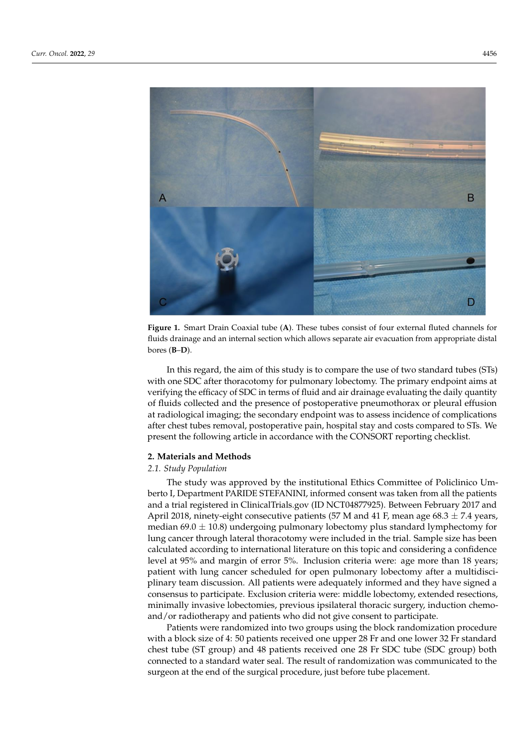**Figure 1.** Smart Drain Coaxial tube (**A**). These tubes consist of four external fluted channels for fluids drainage and an internal section which allows separate air evacuation from appropriate distal bores (**B**–**D**).

In this regard, the aim of this study is to compare the use of two standard tubes (STs) with one SDC after thoracotomy for pulmonary lobectomy. The primary endpoint aims at verifying the efficacy of SDC in terms of fluid and air drainage evaluating the daily quantity of fluids collected and the presence of postoperative pneumothorax or pleural effusion at radiological imaging; the secondary endpoint was to assess incidence of complications after chest tubes removal, postoperative pain, hospital stay and costs compared to STs. We present the following article in accordance with the CONSORT reporting checklist.

## 2. Materials and Methods

### *2.1. Study Population*

The study was approved by the institutional Ethics Committee of Policlinico Umberto I, Department PARIDE STEFANINI, informed consent was taken from all the patients and a trial registered in ClinicalTrials.gov (ID NCT04877925). Between February 2017 and April 2018, ninety-eight consecutive patients (57 M and 41 F, mean age $68.3 \pm 7.4$ years, median $69.0 \pm 10.8$) undergoing pulmonary lobectomy plus standard lymphectomy for lung cancer through lateral thoracotomy were included in the trial. Sample size has been calculated according to international literature on this topic and considering a confidence level at 95% and margin of error 5%. Inclusion criteria were: age more than 18 years; patient with lung cancer scheduled for open pulmonary lobectomy after a multidisciplinary team discussion. All patients were adequately informed and they have signed a consensus to participate. Exclusion criteria were: middle lobectomy, extended resections, minimally invasive lobectomies, previous ipsilateral thoracic surgery, induction chemo-and/or radiotherapy and patients who did not give consent to participate.

Patients were randomized into two groups using the block randomization procedure with a block size of 4: 50 patients received one upper 28 Fr and one lower 32 Fr standard chest tube (ST group) and 48 patients received one 28 Fr SDC tube (SDC group) both connected to a standard water seal. The result of randomization was communicated to the surgeon at the end of the surgical procedure, just before tube placement.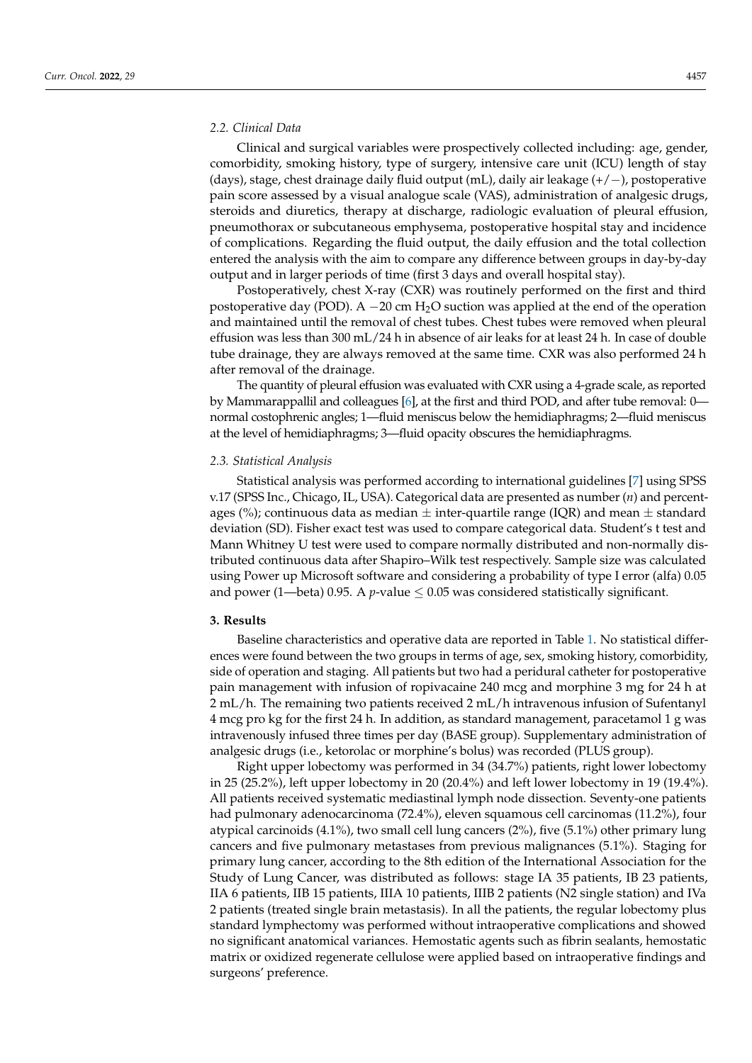### 2.2. Clinical Data

Clinical and surgical variables were prospectively collected including: age, gender, comorbidity, smoking history, type of surgery, intensive care unit (ICU) length of stay (days), stage, chest drainage daily fluid output (mL), daily air leakage (+/−), postoperative pain score assessed by a visual analogue scale (VAS), administration of analgesic drugs, steroids and diuretics, therapy at discharge, radiologic evaluation of pleural effusion, pneumothorax or subcutaneous emphysema, postoperative hospital stay and incidence of complications. Regarding the fluid output, the daily effusion and the total collection entered the analysis with the aim to compare any difference between groups in day-by-day output and in larger periods of time (first 3 days and overall hospital stay).

Postoperatively, chest X-ray (CXR) was routinely performed on the first and third postoperative day (POD). A −20 cm $H_2O$ suction was applied at the end of the operation and maintained until the removal of chest tubes. Chest tubes were removed when pleural effusion was less than 300 mL/24 h in absence of air leaks for at least 24 h. In case of double tube drainage, they are always removed at the same time. CXR was also performed 24 h after removal of the drainage.

The quantity of pleural effusion was evaluated with CXR using a 4-grade scale, as reported by Mammarappallil and colleagues [6], at the first and third POD, and after tube removal: 0—normal costophrenic angles; 1—fluid meniscus below the hemidiaphragms; 2—fluid meniscus at the level of hemidiaphragms; 3—fluid opacity obscures the hemidiaphragms.

### 2.3. Statistical Analysis

Statistical analysis was performed according to international guidelines [7] using SPSS v.17 (SPSS Inc., Chicago, IL, USA). Categorical data are presented as number (*n*) and percentages (%); continuous data as median ± inter-quartile range (IQR) and mean ± standard deviation (SD). Fisher exact test was used to compare categorical data. Student's t test and Mann Whitney U test were used to compare normally distributed and non-normally distributed continuous data after Shapiro–Wilk test respectively. Sample size was calculated using Power up Microsoft software and considering a probability of type I error (alfa) 0.05 and power (1—beta) 0.95. A *p*-value ≤ 0.05 was considered statistically significant.

## 3. Results

Baseline characteristics and operative data are reported in Table 1. No statistical differences were found between the two groups in terms of age, sex, smoking history, comorbidity, side of operation and staging. All patients but two had a peridural catheter for postoperative pain management with infusion of ropivacaine 240 mcg and morphine 3 mg for 24 h at 2 mL/h. The remaining two patients received 2 mL/h intravenous infusion of Sufentanyl 4 mcg pro kg for the first 24 h. In addition, as standard management, paracetamol 1 g was intravenously infused three times per day (BASE group). Supplementary administration of analgesic drugs (i.e., ketorolac or morphine's bolus) was recorded (PLUS group).

Right upper lobectomy was performed in 34 (34.7%) patients, right lower lobectomy in 25 (25.2%), left upper lobectomy in 20 (20.4%) and left lower lobectomy in 19 (19.4%). All patients received systematic mediastinal lymph node dissection. Seventy-one patients had pulmonary adenocarcinoma (72.4%), eleven squamous cell carcinomas (11.2%), four atypical carcinoids (4.1%), two small cell lung cancers (2%), five (5.1%) other primary lung cancers and five pulmonary metastases from previous malignances (5.1%). Staging for primary lung cancer, according to the 8th edition of the International Association for the Study of Lung Cancer, was distributed as follows: stage IA 35 patients, IB 23 patients, IIA 6 patients, IIB 15 patients, IIIA 10 patients, IIIB 2 patients (N2 single station) and IVa 2 patients (treated single brain metastasis). In all the patients, the regular lobectomy plus standard lymphectomy was performed without intraoperative complications and showed no significant anatomical variances. Hemostatic agents such as fibrin sealants, hemostatic matrix or oxidized regenerate cellulose were applied based on intraoperative findings and surgeons' preference.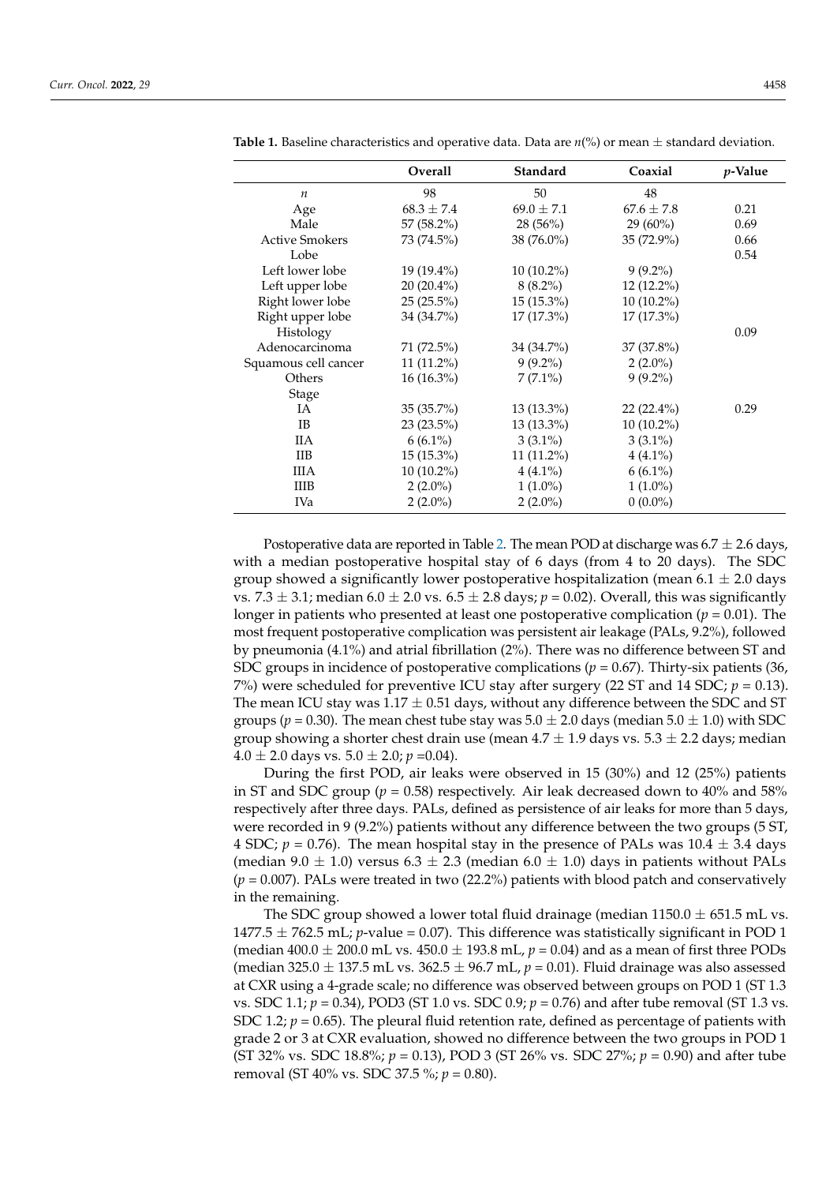**Table 1.** Baseline characteristics and operative data. Data are $n$(%) or mean ± standard deviation.

| | Overall | Standard | Coaxial | *p*-Value |
|---|---|---|---|---|
| *n* | 98 | 50 | 48 | |
| Age | 68.3 ± 7.4 | 69.0 ± 7.1 | 67.6 ± 7.8 | 0.21 |
| Male | 57 (58.2%) | 28 (56%) | 29 (60%) | 0.69 |
| Active Smokers | 73 (74.5%) | 38 (76.0%) | 35 (72.9%) | 0.66 |
| Lobe | | | | 0.54 |
| Left lower lobe | 19 (19.4%) | 10 (10.2%) | 9 (9.2%) | |
| Left upper lobe | 20 (20.4%) | 8 (8.2%) | 12 (12.2%) | |
| Right lower lobe | 25 (25.5%) | 15 (15.3%) | 10 (10.2%) | |
| Right upper lobe | 34 (34.7%) | 17 (17.3%) | 17 (17.3%) | |
| Histology | | | | 0.09 |
| Adenocarcinoma | 71 (72.5%) | 34 (34.7%) | 37 (37.8%) | |
| Squamous cell cancer | 11 (11.2%) | 9 (9.2%) | 2 (2.0%) | |
| Others | 16 (16.3%) | 7 (7.1%) | 9 (9.2%) | |
| Stage | | | | |
| IA | 35 (35.7%) | 13 (13.3%) | 22 (22.4%) | 0.29 |
| IB | 23 (23.5%) | 13 (13.3%) | 10 (10.2%) | |
| IIA | 6 (6.1%) | 3 (3.1%) | 3 (3.1%) | |
| IIB | 15 (15.3%) | 11 (11.2%) | 4 (4.1%) | |
| IIIA | 10 (10.2%) | 4 (4.1%) | 6 (6.1%) | |
| IIIB | 2 (2.0%) | 1 (1.0%) | 1 (1.0%) | |
| IVa | 2 (2.0%) | 2 (2.0%) | 0 (0.0%) | |

Postoperative data are reported in Table 2. The mean POD at discharge was 6.7 ± 2.6 days, with a median postoperative hospital stay of 6 days (from 4 to 20 days). The SDC group showed a significantly lower postoperative hospitalization (mean 6.1 ± 2.0 days vs. 7.3 ± 3.1; median 6.0 ± 2.0 vs. 6.5 ± 2.8 days; $p = 0.02$). Overall, this was significantly longer in patients who presented at least one postoperative complication ($p = 0.01$). The most frequent postoperative complication was persistent air leakage (PALs, 9.2%), followed by pneumonia (4.1%) and atrial fibrillation (2%). There was no difference between ST and SDC groups in incidence of postoperative complications ($p = 0.67$). Thirty-six patients (36, 7%) were scheduled for preventive ICU stay after surgery (22 ST and 14 SDC; $p = 0.13$). The mean ICU stay was 1.17 ± 0.51 days, without any difference between the SDC and ST groups ($p = 0.30$). The mean chest tube stay was 5.0 ± 2.0 days (median 5.0 ± 1.0) with SDC group showing a shorter chest drain use (mean 4.7 ± 1.9 days vs. 5.3 ± 2.2 days; median 4.0 ± 2.0 days vs. 5.0 ± 2.0; $p = 0.04$).

During the first POD, air leaks were observed in 15 (30%) and 12 (25%) patients in ST and SDC group ($p = 0.58$) respectively. Air leak decreased down to 40% and 58% respectively after three days. PALs, defined as persistence of air leaks for more than 5 days, were recorded in 9 (9.2%) patients without any difference between the two groups (5 ST, 4 SDC; $p = 0.76$). The mean hospital stay in the presence of PALs was 10.4 ± 3.4 days (median 9.0 ± 1.0) versus 6.3 ± 2.3 (median 6.0 ± 1.0) days in patients without PALs ($p = 0.007$). PALs were treated in two (22.2%) patients with blood patch and conservatively in the remaining.

The SDC group showed a lower total fluid drainage (median 1150.0 ± 651.5 mL vs. 1477.5 ± 762.5 mL; $p$-value = 0.07). This difference was statistically significant in POD 1 (median 400.0 ± 200.0 mL vs. 450.0 ± 193.8 mL, $p = 0.04$) and as a mean of first three PODs (median 325.0 ± 137.5 mL vs. 362.5 ± 96.7 mL, $p = 0.01$). Fluid drainage was also assessed at CXR using a 4-grade scale; no difference was observed between groups on POD 1 (ST 1.3 vs. SDC 1.1; $p = 0.34$), POD3 (ST 1.0 vs. SDC 0.9; $p = 0.76$) and after tube removal (ST 1.3 vs. SDC 1.2; $p = 0.65$). The pleural fluid retention rate, defined as percentage of patients with grade 2 or 3 at CXR evaluation, showed no difference between the two groups in POD 1 (ST 32% vs. SDC 18.8%; $p = 0.13$), POD 3 (ST 26% vs. SDC 27%; $p = 0.90$) and after tube removal (ST 40% vs. SDC 37.5 %; $p = 0.80$).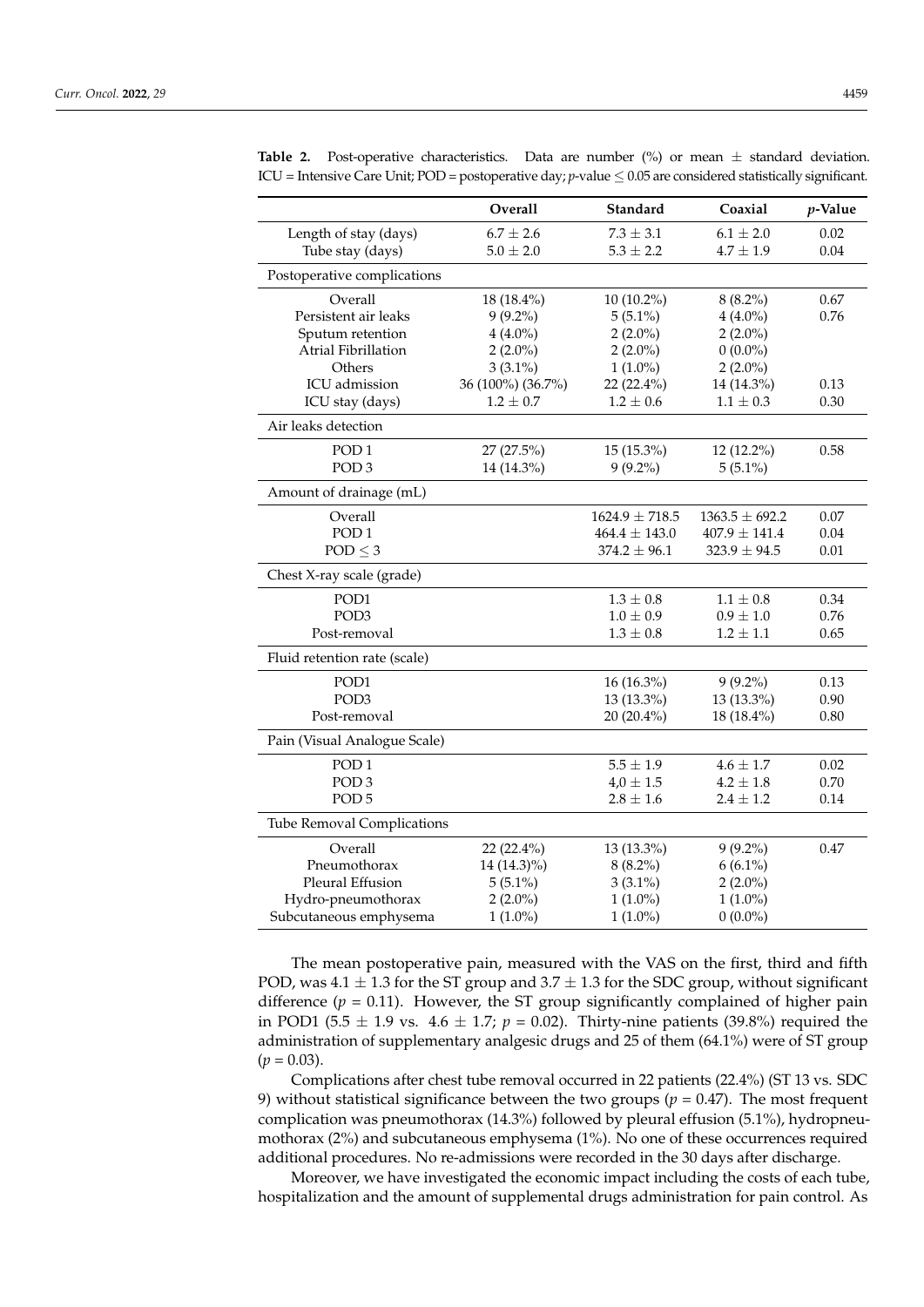**Table 2.** Post-operative characteristics. Data are number (%) or mean ± standard deviation. ICU = Intensive Care Unit; POD = postoperative day; *p*-value ≤ 0.05 are considered statistically significant.

| | Overall | Standard | Coaxial | *p*-Value |
|---|---|---|---|---|
| Length of stay (days) | 6.7 ± 2.6 | 7.3 ± 3.1 | 6.1 ± 2.0 | 0.02 |
| Tube stay (days) | 5.0 ± 2.0 | 5.3 ± 2.2 | 4.7 ± 1.9 | 0.04 |
| Postoperative complications | | | | |
| Overall | 18 (18.4%) | 10 (10.2%) | 8 (8.2%) | 0.67 |
| Persistent air leaks | 9 (9.2%) | 5 (5.1%) | 4 (4.0%) | 0.76 |
| Sputum retention | 4 (4.0%) | 2 (2.0%) | 2 (2.0%) | |
| Atrial Fibrillation | 2 (2.0%) | 2 (2.0%) | 0 (0.0%) | |
| Others | 3 (3.1%) | 1 (1.0%) | 2 (2.0%) | |
| ICU admission | 36 (100%) (36.7%) | 22 (22.4%) | 14 (14.3%) | 0.13 |
| ICU stay (days) | 1.2 ± 0.7 | 1.2 ± 0.6 | 1.1 ± 0.3 | 0.30 |
| Air leaks detection | | | | |
| POD 1 | 27 (27.5%) | 15 (15.3%) | 12 (12.2%) | 0.58 |
| POD 3 | 14 (14.3%) | 9 (9.2%) | 5 (5.1%) | |
| Amount of drainage (mL) | | | | |
| Overall | | 1624.9 ± 718.5 | 1363.5 ± 692.2 | 0.07 |
| POD 1 | | 464.4 ± 143.0 | 407.9 ± 141.4 | 0.04 |
| POD ≤ 3 | | 374.2 ± 96.1 | 323.9 ± 94.5 | 0.01 |
| Chest X-ray scale (grade) | | | | |
| POD1 | | 1.3 ± 0.8 | 1.1 ± 0.8 | 0.34 |
| POD3 | | 1.0 ± 0.9 | 0.9 ± 1.0 | 0.76 |
| Post-removal | | 1.3 ± 0.8 | 1.2 ± 1.1 | 0.65 |
| Fluid retention rate (scale) | | | | |
| POD1 | | 16 (16.3%) | 9 (9.2%) | 0.13 |
| POD3 | | 13 (13.3%) | 13 (13.3%) | 0.90 |
| Post-removal | | 20 (20.4%) | 18 (18.4%) | 0.80 |
| Pain (Visual Analogue Scale) | | | | |
| POD 1 | | 5.5 ± 1.9 | 4.6 ± 1.7 | 0.02 |
| POD 3 | | 4,0 ± 1.5 | 4.2 ± 1.8 | 0.70 |
| POD 5 | | 2.8 ± 1.6 | 2.4 ± 1.2 | 0.14 |
| Tube Removal Complications | | | | |
| Overall | 22 (22.4%) | 13 (13.3%) | 9 (9.2%) | 0.47 |
| Pneumothorax | 14 (14.3)%) | 8 (8.2%) | 6 (6.1%) | |
| Pleural Effusion | 5 (5.1%) | 3 (3.1%) | 2 (2.0%) | |
| Hydro-pneumothorax | 2 (2.0%) | 1 (1.0%) | 1 (1.0%) | |
| Subcutaneous emphysema | 1 (1.0%) | 1 (1.0%) | 0 (0.0%) | |

The mean postoperative pain, measured with the VAS on the first, third and fifth POD, was 4.1 ± 1.3 for the ST group and 3.7 ± 1.3 for the SDC group, without significant difference ($p = 0.11$). However, the ST group significantly complained of higher pain in POD1 (5.5 ± 1.9 vs. 4.6 ± 1.7; $p = 0.02$). Thirty-nine patients (39.8%) required the administration of supplementary analgesic drugs and 25 of them (64.1%) were of ST group ($p = 0.03$).

Complications after chest tube removal occurred in 22 patients (22.4%) (ST 13 vs. SDC 9) without statistical significance between the two groups ($p = 0.47$). The most frequent complication was pneumothorax (14.3%) followed by pleural effusion (5.1%), hydropneumothorax (2%) and subcutaneous emphysema (1%). No one of these occurrences required additional procedures. No re-admissions were recorded in the 30 days after discharge.

Moreover, we have investigated the economic impact including the costs of each tube, hospitalization and the amount of supplemental drugs administration for pain control. As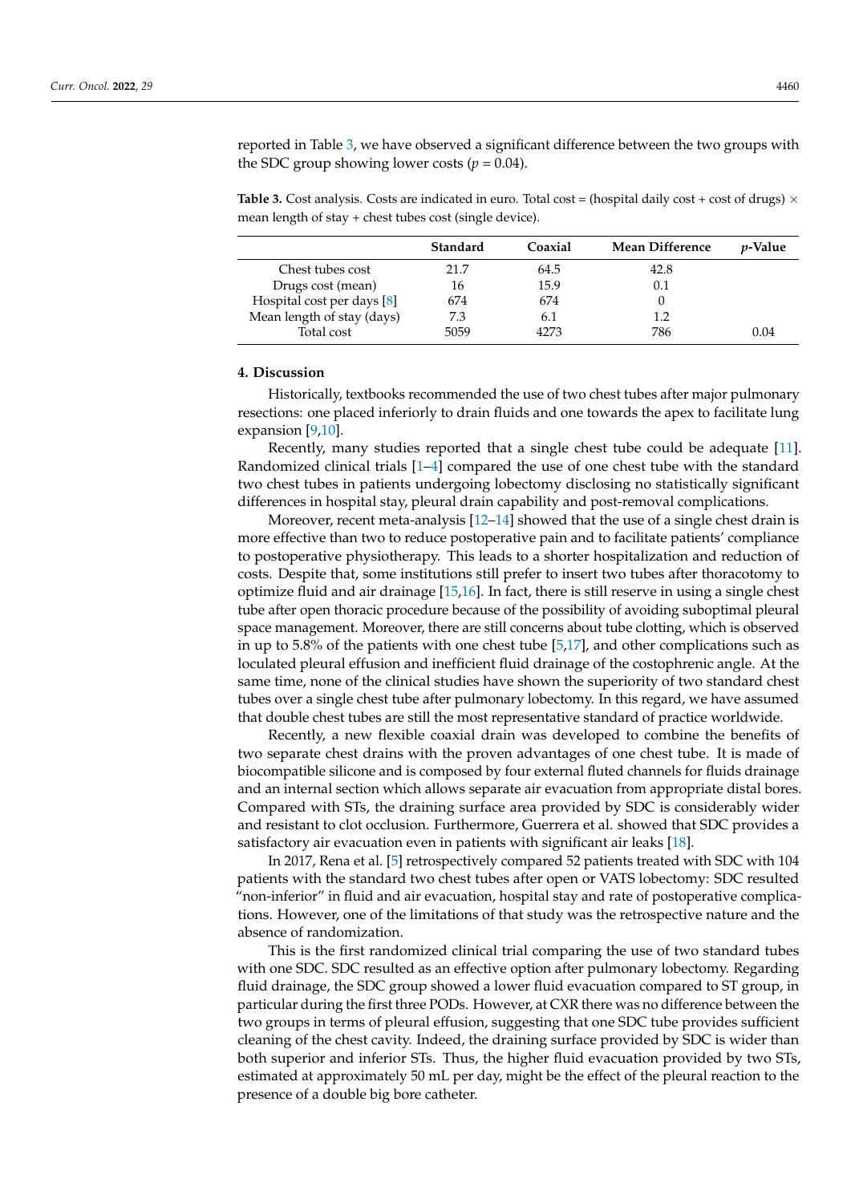reported in Table 3, we have observed a significant difference between the two groups with the SDC group showing lower costs ($p = 0.04$).

**Table 3.** Cost analysis. Costs are indicated in euro. Total cost = (hospital daily cost + cost of drugs) × mean length of stay + chest tubes cost (single device).

| | Standard | Coaxial | Mean Difference | *p*-Value |
|---|---|---|---|---|
| Chest tubes cost | 21.7 | 64.5 | 42.8 | |
| Drugs cost (mean) | 16 | 15.9 | 0.1 | |
| Hospital cost per days [8] | 674 | 674 | 0 | |
| Mean length of stay (days) | 7.3 | 6.1 | 1.2 | |
| Total cost | 5059 | 4273 | 786 | 0.04 |

## 4. Discussion

Historically, textbooks recommended the use of two chest tubes after major pulmonary resections: one placed inferiorly to drain fluids and one towards the apex to facilitate lung expansion [9,10].

Recently, many studies reported that a single chest tube could be adequate [11]. Randomized clinical trials [1–4] compared the use of one chest tube with the standard two chest tubes in patients undergoing lobectomy disclosing no statistically significant differences in hospital stay, pleural drain capability and post-removal complications.

Moreover, recent meta-analysis [12–14] showed that the use of a single chest drain is more effective than two to reduce postoperative pain and to facilitate patients' compliance to postoperative physiotherapy. This leads to a shorter hospitalization and reduction of costs. Despite that, some institutions still prefer to insert two tubes after thoracotomy to optimize fluid and air drainage [15,16]. In fact, there is still reserve in using a single chest tube after open thoracic procedure because of the possibility of avoiding suboptimal pleural space management. Moreover, there are still concerns about tube clotting, which is observed in up to 5.8% of the patients with one chest tube [5,17], and other complications such as loculated pleural effusion and inefficient fluid drainage of the costophrenic angle. At the same time, none of the clinical studies have shown the superiority of two standard chest tubes over a single chest tube after pulmonary lobectomy. In this regard, we have assumed that double chest tubes are still the most representative standard of practice worldwide.

Recently, a new flexible coaxial drain was developed to combine the benefits of two separate chest drains with the proven advantages of one chest tube. It is made of biocompatible silicone and is composed by four external fluted channels for fluids drainage and an internal section which allows separate air evacuation from appropriate distal bores. Compared with STs, the draining surface area provided by SDC is considerably wider and resistant to clot occlusion. Furthermore, Guerrera et al. showed that SDC provides a satisfactory air evacuation even in patients with significant air leaks [18].

In 2017, Rena et al. [5] retrospectively compared 52 patients treated with SDC with 104 patients with the standard two chest tubes after open or VATS lobectomy: SDC resulted "non-inferior" in fluid and air evacuation, hospital stay and rate of postoperative complications. However, one of the limitations of that study was the retrospective nature and the absence of randomization.

This is the first randomized clinical trial comparing the use of two standard tubes with one SDC. SDC resulted as an effective option after pulmonary lobectomy. Regarding fluid drainage, the SDC group showed a lower fluid evacuation compared to ST group, in particular during the first three PODs. However, at CXR there was no difference between the two groups in terms of pleural effusion, suggesting that one SDC tube provides sufficient cleaning of the chest cavity. Indeed, the draining surface provided by SDC is wider than both superior and inferior STs. Thus, the higher fluid evacuation provided by two STs, estimated at approximately 50 mL per day, might be the effect of the pleural reaction to the presence of a double big bore catheter.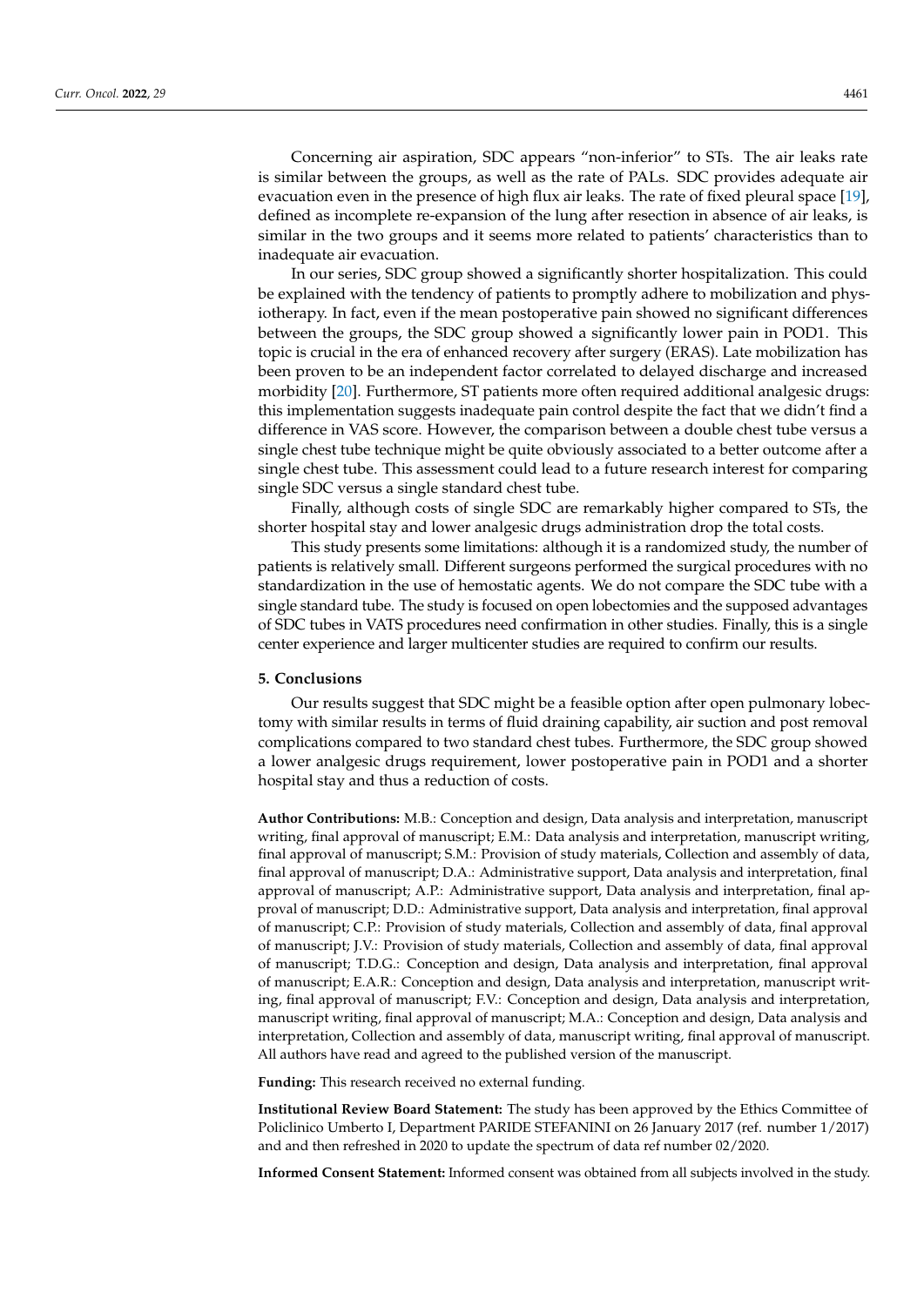Concerning air aspiration, SDC appears "non-inferior" to STs. The air leaks rate is similar between the groups, as well as the rate of PALs. SDC provides adequate air evacuation even in the presence of high flux air leaks. The rate of fixed pleural space [19], defined as incomplete re-expansion of the lung after resection in absence of air leaks, is similar in the two groups and it seems more related to patients' characteristics than to inadequate air evacuation.

In our series, SDC group showed a significantly shorter hospitalization. This could be explained with the tendency of patients to promptly adhere to mobilization and physiotherapy. In fact, even if the mean postoperative pain showed no significant differences between the groups, the SDC group showed a significantly lower pain in POD1. This topic is crucial in the era of enhanced recovery after surgery (ERAS). Late mobilization has been proven to be an independent factor correlated to delayed discharge and increased morbidity [20]. Furthermore, ST patients more often required additional analgesic drugs: this implementation suggests inadequate pain control despite the fact that we didn't find a difference in VAS score. However, the comparison between a double chest tube versus a single chest tube technique might be quite obviously associated to a better outcome after a single chest tube. This assessment could lead to a future research interest for comparing single SDC versus a single standard chest tube.

Finally, although costs of single SDC are remarkably higher compared to STs, the shorter hospital stay and lower analgesic drugs administration drop the total costs.

This study presents some limitations: although it is a randomized study, the number of patients is relatively small. Different surgeons performed the surgical procedures with no standardization in the use of hemostatic agents. We do not compare the SDC tube with a single standard tube. The study is focused on open lobectomies and the supposed advantages of SDC tubes in VATS procedures need confirmation in other studies. Finally, this is a single center experience and larger multicenter studies are required to confirm our results.

## 5. Conclusions

Our results suggest that SDC might be a feasible option after open pulmonary lobectomy with similar results in terms of fluid draining capability, air suction and post removal complications compared to two standard chest tubes. Furthermore, the SDC group showed a lower analgesic drugs requirement, lower postoperative pain in POD1 and a shorter hospital stay and thus a reduction of costs.

**Author Contributions:** M.B.: Conception and design, Data analysis and interpretation, manuscript writing, final approval of manuscript; E.M.: Data analysis and interpretation, manuscript writing, final approval of manuscript; S.M.: Provision of study materials, Collection and assembly of data, final approval of manuscript; D.A.: Administrative support, Data analysis and interpretation, final approval of manuscript; A.P.: Administrative support, Data analysis and interpretation, final approval of manuscript; D.D.: Administrative support, Data analysis and interpretation, final approval of manuscript; C.P.: Provision of study materials, Collection and assembly of data, final approval of manuscript; J.V.: Provision of study materials, Collection and assembly of data, final approval of manuscript; T.D.G.: Conception and design, Data analysis and interpretation, final approval of manuscript; E.A.R.: Conception and design, Data analysis and interpretation, manuscript writing, final approval of manuscript; F.V.: Conception and design, Data analysis and interpretation, manuscript writing, final approval of manuscript; M.A.: Conception and design, Data analysis and interpretation, Collection and assembly of data, manuscript writing, final approval of manuscript. All authors have read and agreed to the published version of the manuscript.

**Funding:** This research received no external funding.

**Institutional Review Board Statement:** The study has been approved by the Ethics Committee of Policlinico Umberto I, Department PARIDE STEFANINI on 26 January 2017 (ref. number 1/2017) and and then refreshed in 2020 to update the spectrum of data ref number 02/2020.

**Informed Consent Statement:** Informed consent was obtained from all subjects involved in the study.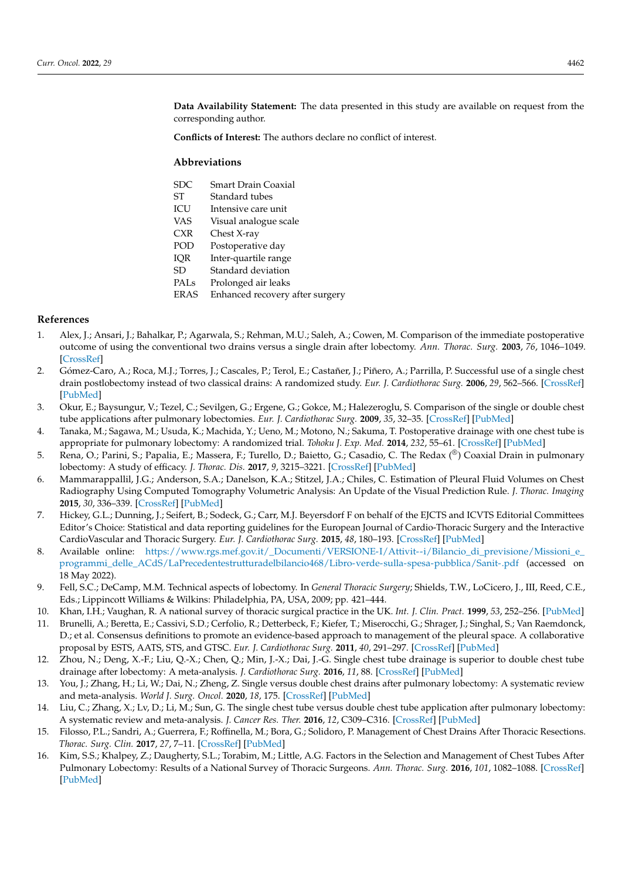**Data Availability Statement:** The data presented in this study are available on request from the corresponding author.

**Conflicts of Interest:** The authors declare no conflict of interest.

## Abbreviations

| | |
|---|---|
| SDC | Smart Drain Coaxial |
| ST | Standard tubes |
| ICU | Intensive care unit |
| VAS | Visual analogue scale |
| CXR | Chest X-ray |
| POD | Postoperative day |
| IQR | Inter-quartile range |
| SD | Standard deviation |
| PALs | Prolonged air leaks |
| ERAS | Enhanced recovery after surgery |

## References

1. Alex, J.; Ansari, J.; Bahalkar, P.; Agarwala, S.; Rehman, M.U.; Saleh, A.; Cowen, M. Comparison of the immediate postoperative outcome of using the conventional two drains versus a single drain after lobectomy. *Ann. Thorac. Surg.* **2003**, *76*, 1046–1049. [CrossRef]
2. Gómez-Caro, A.; Roca, M.J.; Torres, J.; Cascales, P.; Terol, E.; Castañer, J.; Piñero, A.; Parrilla, P. Successful use of a single chest drain postlobectomy instead of two classical drains: A randomized study. *Eur. J. Cardiothorac Surg.* **2006**, *29*, 562–566. [CrossRef] [PubMed]
3. Okur, E.; Baysungur, V.; Tezel, C.; Sevilgen, G.; Ergene, G.; Gokce, M.; Halezeroglu, S. Comparison of the single or double chest tube applications after pulmonary lobectomies. *Eur. J. Cardiothorac Surg.* **2009**, *35*, 32–35. [CrossRef] [PubMed]
4. Tanaka, M.; Sagawa, M.; Usuda, K.; Machida, Y.; Ueno, M.; Motono, N.; Sakuma, T. Postoperative drainage with one chest tube is appropriate for pulmonary lobectomy: A randomized trial. *Tohoku J. Exp. Med.* **2014**, *232*, 55–61. [CrossRef] [PubMed]
5. Rena, O.; Parini, S.; Papalia, E.; Massera, F.; Turello, D.; Baietto, G.; Casadio, C. The Redax (®) Coaxial Drain in pulmonary lobectomy: A study of efficacy. *J. Thorac. Dis.* **2017**, *9*, 3215–3221. [CrossRef] [PubMed]
6. Mammarappallil, J.G.; Anderson, S.A.; Danelson, K.A.; Stitzel, J.A.; Chiles, C. Estimation of Pleural Fluid Volumes on Chest Radiography Using Computed Tomography Volumetric Analysis: An Update of the Visual Prediction Rule. *J. Thorac. Imaging* **2015**, *30*, 336–339. [CrossRef] [PubMed]
7. Hickey, G.L.; Dunning, J.; Seifert, B.; Sodeck, G.; Carr, M.J. Beyersdorf F on behalf of the EJCTS and ICVTS Editorial Committees Editor's Choice: Statistical and data reporting guidelines for the European Journal of Cardio-Thoracic Surgery and the Interactive CardioVascular and Thoracic Surgery. *Eur. J. Cardiothorac Surg.* **2015**, *48*, 180–193. [CrossRef] [PubMed]
8. Available online: https://www.rgs.mef.gov.it/_Documenti/VERSIONE-I/Attivit--i/Bilancio_di_previsione/Missioni_e_programmi_delle_ACdS/LaPrecedentestrutturadelbilancio468/Libro-verde-sulla-spesa-pubblica/Sanit-.pdf (accessed on 18 May 2022).
9. Fell, S.C.; DeCamp, M.M. Technical aspects of lobectomy. In *General Thoracic Surgery*; Shields, T.W., LoCicero, J., III, Reed, C.E., Eds.; Lippincott Williams & Wilkins: Philadelphia, PA, USA, 2009; pp. 421–444.
10. Khan, I.H.; Vaughan, R. A national survey of thoracic surgical practice in the UK. *Int. J. Clin. Pract.* **1999**, *53*, 252–256. [PubMed]
11. Brunelli, A.; Beretta, E.; Cassivi, S.D.; Cerfolio, R.; Detterbeck, F.; Kiefer, T.; Miserocchi, G.; Shrager, J.; Singhal, S.; Van Raemdonck, D.; et al. Consensus definitions to promote an evidence-based approach to management of the pleural space. A collaborative proposal by ESTS, AATS, STS, and GTSC. *Eur. J. Cardiothorac Surg.* **2011**, *40*, 291–297. [CrossRef] [PubMed]
12. Zhou, N.; Deng, X.-F.; Liu, Q.-X.; Chen, Q.; Min, J.-X.; Dai, J.-G. Single chest tube drainage is superior to double chest tube drainage after lobectomy: A meta-analysis. *J. Cardiothorac Surg.* **2016**, *11*, 88. [CrossRef] [PubMed]
13. You, J.; Zhang, H.; Li, W.; Dai, N.; Zheng, Z. Single versus double chest drains after pulmonary lobectomy: A systematic review and meta-analysis. *World J. Surg. Oncol.* **2020**, *18*, 175. [CrossRef] [PubMed]
14. Liu, C.; Zhang, X.; Lv, D.; Li, M.; Sun, G. The single chest tube versus double chest tube application after pulmonary lobectomy: A systematic review and meta-analysis. *J. Cancer Res. Ther.* **2016**, *12*, C309–C316. [CrossRef] [PubMed]
15. Filosso, P.L.; Sandri, A.; Guerrera, F.; Roffinella, M.; Bora, G.; Solidoro, P. Management of Chest Drains After Thoracic Resections. *Thorac. Surg. Clin.* **2017**, *27*, 7–11. [CrossRef] [PubMed]
16. Kim, S.S.; Khalpey, Z.; Daugherty, S.L.; Torabim, M.; Little, A.G. Factors in the Selection and Management of Chest Tubes After Pulmonary Lobectomy: Results of a National Survey of Thoracic Surgeons. *Ann. Thorac. Surg.* **2016**, *101*, 1082–1088. [CrossRef] [PubMed]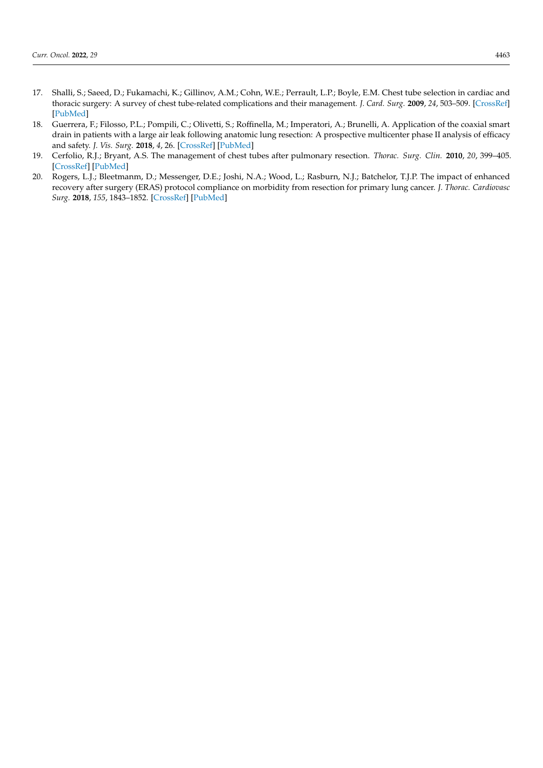17. Shalli, S.; Saeed, D.; Fukamachi, K.; Gillinov, A.M.; Cohn, W.E.; Perrault, L.P.; Boyle, E.M. Chest tube selection in cardiac and thoracic surgery: A survey of chest tube-related complications and their management. *J. Card. Surg.* **2009**, *24*, 503–509. [CrossRef] [PubMed]
18. Guerrera, F.; Filosso, P.L.; Pompili, C.; Olivetti, S.; Roffinella, M.; Imperatori, A.; Brunelli, A. Application of the coaxial smart drain in patients with a large air leak following anatomic lung resection: A prospective multicenter phase II analysis of efficacy and safety. *J. Vis. Surg.* **2018**, *4*, 26. [CrossRef] [PubMed]
19. Cerfolio, R.J.; Bryant, A.S. The management of chest tubes after pulmonary resection. *Thorac. Surg. Clin.* **2010**, *20*, 399–405. [CrossRef] [PubMed]
20. Rogers, L.J.; Bleetmanm, D.; Messenger, D.E.; Joshi, N.A.; Wood, L.; Rasburn, N.J.; Batchelor, T.J.P. The impact of enhanced recovery after surgery (ERAS) protocol compliance on morbidity from resection for primary lung cancer. *J. Thorac. Cardiovasc Surg.* **2018**, *155*, 1843–1852. [CrossRef] [PubMed]